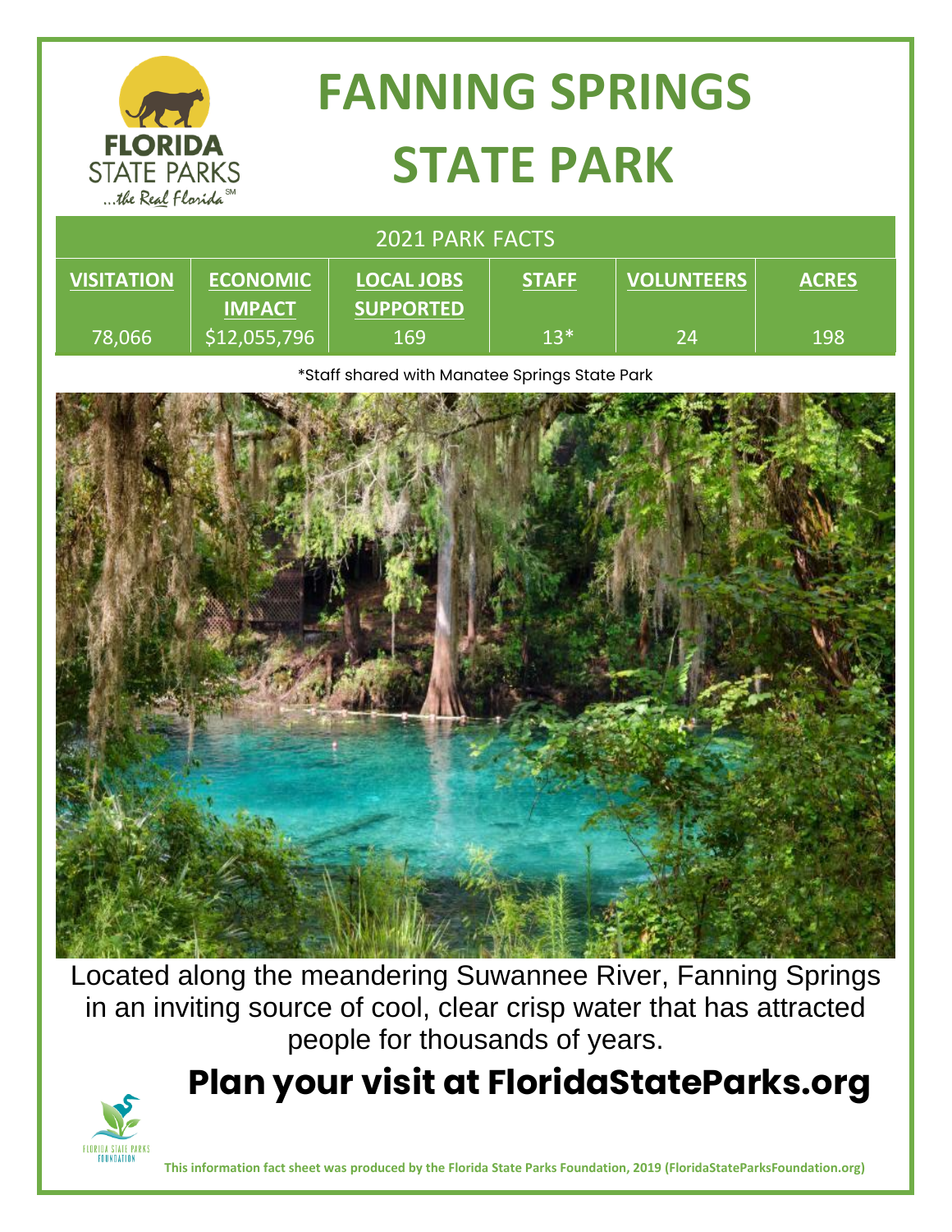# FANNING SPRINGS STATE PARK

FLORIDA STATE PARKS ...the Real Florida

| 2021 PARK FACTS | | | | | |
|---|---|---|---|---|---|
| **VISITATION** | **ECONOMIC IMPACT** | **LOCAL JOBS SUPPORTED** | **STAFF** | **VOLUNTEERS** | **ACRES** |
| 78,066 | $12,055,796 | 169 | 13* | 24 | 198 |

*Staff shared with Manatee Springs State Park

Located along the meandering Suwannee River, Fanning Springs in an inviting source of cool, clear crisp water that has attracted people for thousands of years.

## Plan your visit at FloridaStateParks.org

FLORIDA STATE PARKS FOUNDATION

**This information fact sheet was produced by the Florida State Parks Foundation, 2019 (FloridaStateParksFoundation.org)**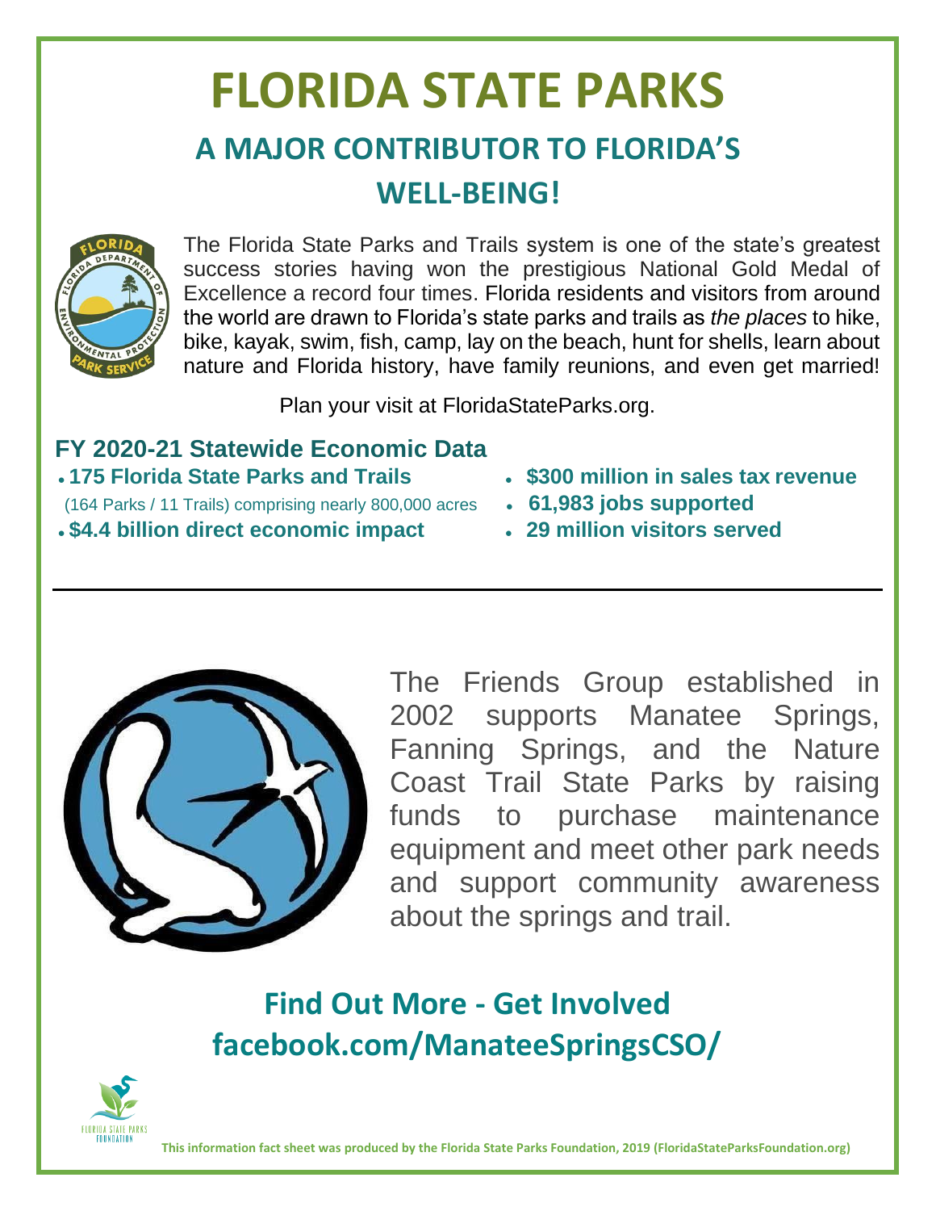# FLORIDA STATE PARKS

## A MAJOR CONTRIBUTOR TO FLORIDA'S WELL-BEING!

The Florida State Parks and Trails system is one of the state's greatest success stories having won the prestigious National Gold Medal of Excellence a record four times. Florida residents and visitors from around the world are drawn to Florida's state parks and trails as *the places* to hike, bike, kayak, swim, fish, camp, lay on the beach, hunt for shells, learn about nature and Florida history, have family reunions, and even get married!

Plan your visit at FloridaStateParks.org.

### FY 2020-21 Statewide Economic Data

- **175 Florida State Parks and Trails**
  (164 Parks / 11 Trails) comprising nearly 800,000 acres
- **$4.4 billion direct economic impact**
- **$300 million in sales tax revenue**
- **61,983 jobs supported**
- **29 million visitors served**

---

The Friends Group established in 2002 supports Manatee Springs, Fanning Springs, and the Nature Coast Trail State Parks by raising funds to purchase maintenance equipment and meet other park needs and support community awareness about the springs and trail.

## Find Out More - Get Involved
## facebook.com/ManateeSpringsCSO/

**This information fact sheet was produced by the Florida State Parks Foundation, 2019 (FloridaStateParksFoundation.org)**